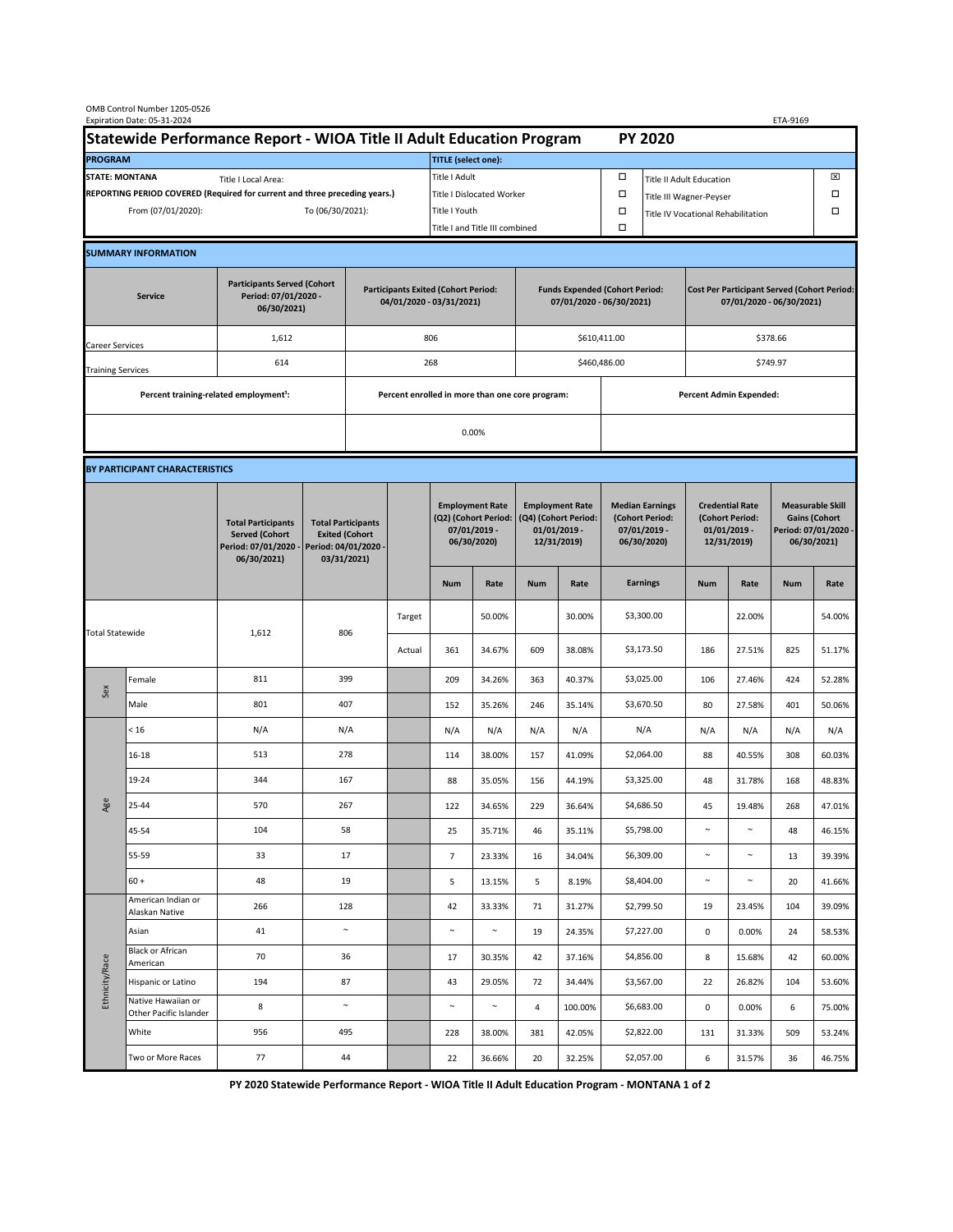OMB Control Number 1205-0526
Expiration Date: 05-31-2024

ETA-9169

# Statewide Performance Report - WIOA Title II Adult Education Program — PY 2020

| PROGRAM | | TITLE (select one): | | | |
|---|---|---|---|---|---|
| STATE: MONTANA | Title I Local Area: | Title I Adult | ☐ | Title II Adult Education | ☒ |
| REPORTING PERIOD COVERED (Required for current and three preceding years.) | | Title I Dislocated Worker | ☐ | Title III Wagner-Peyser | ☐ |
| From (07/01/2020): | To (06/30/2021): | Title I Youth | ☐ | Title IV Vocational Rehabilitation | ☐ |
| | | Title I and Title III combined | ☐ | | |

## SUMMARY INFORMATION

| Service | Participants Served (Cohort Period: 07/01/2020 - 06/30/2021) | Participants Exited (Cohort Period: 04/01/2020 - 03/31/2021) | Funds Expended (Cohort Period: 07/01/2020 - 06/30/2021) | Cost Per Participant Served (Cohort Period: 07/01/2020 - 06/30/2021) |
|---|---|---|---|---|
| Career Services | 1,612 | 806 | $610,411.00 | $378.66 |
| Training Services | 614 | 268 | $460,486.00 | $749.97 |
| Percent training-related employment[1]: | | Percent enrolled in more than one core program: | | Percent Admin Expended: |
| | | 0.00% | | |

## BY PARTICIPANT CHARACTERISTICS

| | | Total Participants Served (Cohort Period: 07/01/2020 - 06/30/2021) | Total Participants Exited (Cohort Period: 04/01/2020 - 03/31/2021) | | Employment Rate (Q2) (Cohort Period: 07/01/2019 - 06/30/2020) | | Employment Rate (Q4) (Cohort Period: 01/01/2019 - 12/31/2019) | | Median Earnings (Cohort Period: 07/01/2019 - 06/30/2020) | Credential Rate (Cohort Period: 01/01/2019 - 12/31/2019) | | Measurable Skill Gains (Cohort Period: 07/01/2020 - 06/30/2021) | |
|---|---|---|---|---|---|---|---|---|---|---|---|---|---|
| | | | | | Num | Rate | Num | Rate | Earnings | Num | Rate | Num | Rate |
| Total Statewide | | 1,612 | 806 | Target | | 50.00% | | 30.00% | $3,300.00 | | 22.00% | | 54.00% |
| | | | | Actual | 361 | 34.67% | 609 | 38.08% | $3,173.50 | 186 | 27.51% | 825 | 51.17% |
| Sex | Female | 811 | 399 | | 209 | 34.26% | 363 | 40.37% | $3,025.00 | 106 | 27.46% | 424 | 52.28% |
| | Male | 801 | 407 | | 152 | 35.26% | 246 | 35.14% | $3,670.50 | 80 | 27.58% | 401 | 50.06% |
| Age | < 16 | N/A | N/A | | N/A | N/A | N/A | N/A | N/A | N/A | N/A | N/A | N/A |
| | 16-18 | 513 | 278 | | 114 | 38.00% | 157 | 41.09% | $2,064.00 | 88 | 40.55% | 308 | 60.03% |
| | 19-24 | 344 | 167 | | 88 | 35.05% | 156 | 44.19% | $3,325.00 | 48 | 31.78% | 168 | 48.83% |
| | 25-44 | 570 | 267 | | 122 | 34.65% | 229 | 36.64% | $4,686.50 | 45 | 19.48% | 268 | 47.01% |
| | 45-54 | 104 | 58 | | 25 | 35.71% | 46 | 35.11% | $5,798.00 | ~ | ~ | 48 | 46.15% |
| | 55-59 | 33 | 17 | | 7 | 23.33% | 16 | 34.04% | $6,309.00 | ~ | ~ | 13 | 39.39% |
| | 60 + | 48 | 19 | | 5 | 13.15% | 5 | 8.19% | $8,404.00 | ~ | ~ | 20 | 41.66% |
| Ethnicity/Race | American Indian or Alaskan Native | 266 | 128 | | 42 | 33.33% | 71 | 31.27% | $2,799.50 | 19 | 23.45% | 104 | 39.09% |
| | Asian | 41 | ~ | | ~ | ~ | 19 | 24.35% | $7,227.00 | 0 | 0.00% | 24 | 58.53% |
| | Black or African American | 70 | 36 | | 17 | 30.35% | 42 | 37.16% | $4,856.00 | 8 | 15.68% | 42 | 60.00% |
| | Hispanic or Latino | 194 | 87 | | 43 | 29.05% | 72 | 34.44% | $3,567.00 | 22 | 26.82% | 104 | 53.60% |
| | Native Hawaiian or Other Pacific Islander | 8 | ~ | | ~ | ~ | 4 | 100.00% | $6,683.00 | 0 | 0.00% | 6 | 75.00% |
| | White | 956 | 495 | | 228 | 38.00% | 381 | 42.05% | $2,822.00 | 131 | 31.33% | 509 | 53.24% |
| | Two or More Races | 77 | 44 | | 22 | 36.66% | 20 | 32.25% | $2,057.00 | 6 | 31.57% | 36 | 46.75% |

PY 2020 Statewide Performance Report - WIOA Title II Adult Education Program - MONTANA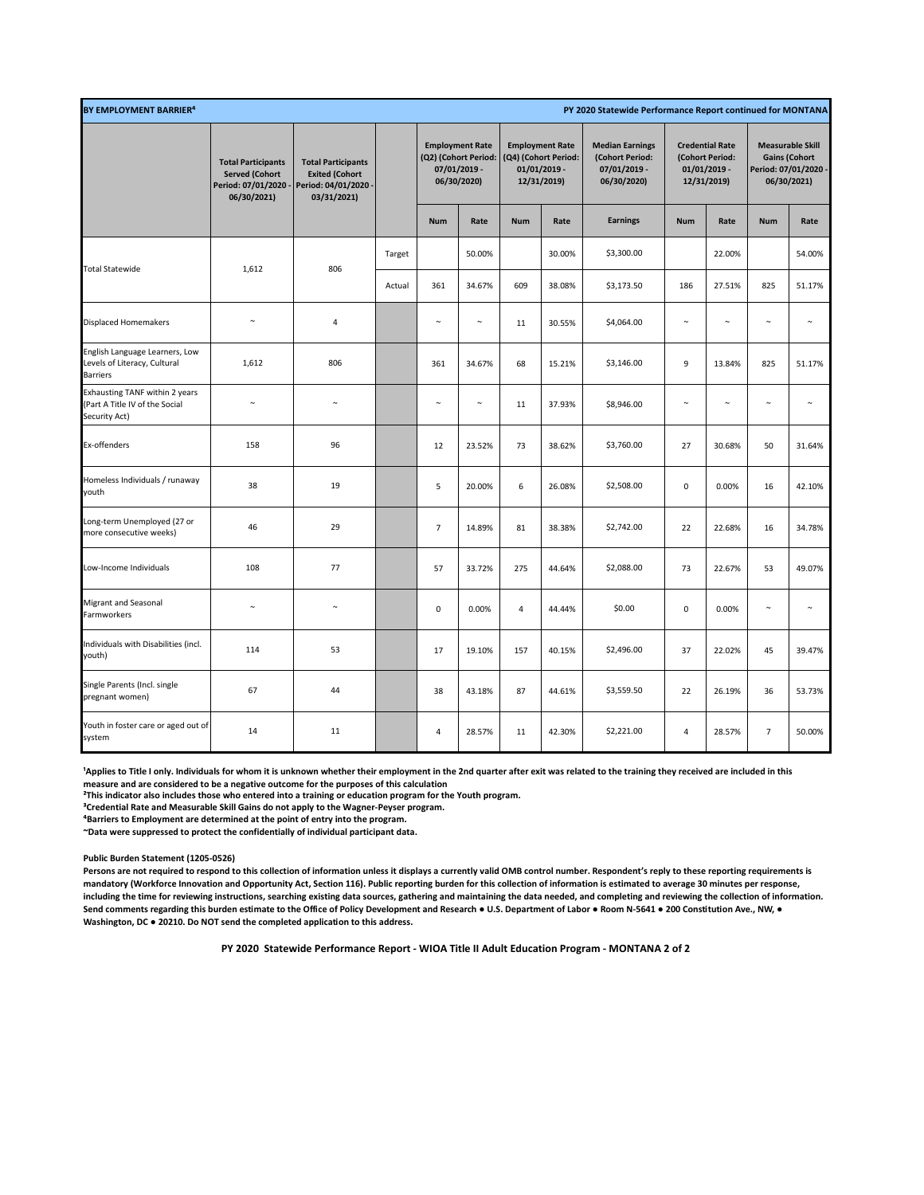| BY EMPLOYMENT BARRIER[4] | | | | | | | | | | | | |
|---|---|---|---|---|---|---|---|---|---|---|---|---|
| | Total Participants Served (Cohort Period: 07/01/2020 - 06/30/2021) | Total Participants Exited (Cohort Period: 04/01/2020 - 03/31/2021) | | Employment Rate (Q2) (Cohort Period: 07/01/2019 - 06/30/2020) | | Employment Rate (Q4) (Cohort Period: 01/01/2019 - 12/31/2019) | | Median Earnings (Cohort Period: 07/01/2019 - 06/30/2020) | Credential Rate (Cohort Period: 01/01/2019 - 12/31/2019) | | Measurable Skill Gains (Cohort Period: 07/01/2020 - 06/30/2021) | |
| | | | | Num | Rate | Num | Rate | Earnings | Num | Rate | Num | Rate |
| Total Statewide | 1,612 | 806 | Target | | 50.00% | | 30.00% | $3,300.00 | | 22.00% | | 54.00% |
| | | | Actual | 361 | 34.67% | 609 | 38.08% | $3,173.50 | 186 | 27.51% | 825 | 51.17% |
| Displaced Homemakers | ~ | 4 | | ~ | ~ | 11 | 30.55% | $4,064.00 | ~ | ~ | ~ | ~ |
| English Language Learners, Low Levels of Literacy, Cultural Barriers | 1,612 | 806 | | 361 | 34.67% | 68 | 15.21% | $3,146.00 | 9 | 13.84% | 825 | 51.17% |
| Exhausting TANF within 2 years (Part A Title IV of the Social Security Act) | ~ | ~ | | ~ | ~ | 11 | 37.93% | $8,946.00 | ~ | ~ | ~ | ~ |
| Ex-offenders | 158 | 96 | | 12 | 23.52% | 73 | 38.62% | $3,760.00 | 27 | 30.68% | 50 | 31.64% |
| Homeless Individuals / runaway youth | 38 | 19 | | 5 | 20.00% | 6 | 26.08% | $2,508.00 | 0 | 0.00% | 16 | 42.10% |
| Long-term Unemployed (27 or more consecutive weeks) | 46 | 29 | | 7 | 14.89% | 81 | 38.38% | $2,742.00 | 22 | 22.68% | 16 | 34.78% |
| Low-Income Individuals | 108 | 77 | | 57 | 33.72% | 275 | 44.64% | $2,088.00 | 73 | 22.67% | 53 | 49.07% |
| Migrant and Seasonal Farmworkers | ~ | ~ | | 0 | 0.00% | 4 | 44.44% | $0.00 | 0 | 0.00% | ~ | ~ |
| Individuals with Disabilities (incl. youth) | 114 | 53 | | 17 | 19.10% | 157 | 40.15% | $2,496.00 | 37 | 22.02% | 45 | 39.47% |
| Single Parents (Incl. single pregnant women) | 67 | 44 | | 38 | 43.18% | 87 | 44.61% | $3,559.50 | 22 | 26.19% | 36 | 53.73% |
| Youth in foster care or aged out of system | 14 | 11 | | 4 | 28.57% | 11 | 42.30% | $2,221.00 | 4 | 28.57% | 7 | 50.00% |

**[1]Applies to Title I only. Individuals for whom it is unknown whether their employment in the 2nd quarter after exit was related to the training they received are included in this measure and are considered to be a negative outcome for the purposes of this calculation**

**[2]This indicator also includes those who entered into a training or education program for the Youth program.**

**[3]Credential Rate and Measurable Skill Gains do not apply to the Wagner-Peyser program.**

**[4]Barriers to Employment are determined at the point of entry into the program.**

**~Data were suppressed to protect the confidentially of individual participant data.**

**Public Burden Statement (1205-0526)**

**Persons are not required to respond to this collection of information unless it displays a currently valid OMB control number. Respondent's reply to these reporting requirements is mandatory (Workforce Innovation and Opportunity Act, Section 116). Public reporting burden for this collection of information is estimated to average 30 minutes per response, including the time for reviewing instructions, searching existing data sources, gathering and maintaining the data needed, and completing and reviewing the collection of information. Send comments regarding this burden estimate to the Office of Policy Development and Research ● U.S. Department of Labor ● Room N-5641 ● 200 Constitution Ave., NW, ● Washington, DC ● 20210. Do NOT send the completed application to this address.**

**PY 2020 Statewide Performance Report - WIOA Title II Adult Education Program - MONTANA 2 of 2**